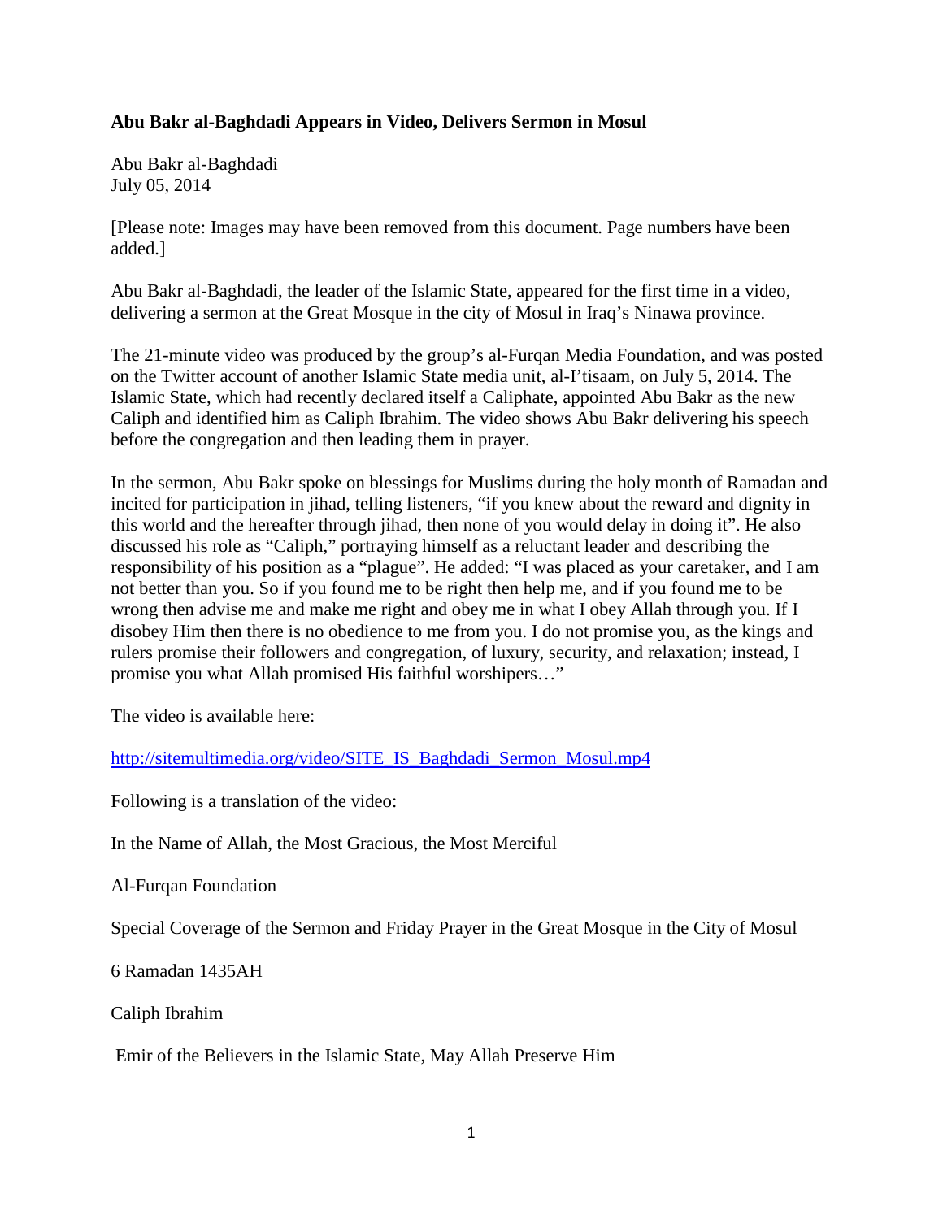**Abu Bakr al-Baghdadi Appears in Video, Delivers Sermon in Mosul**

Abu Bakr al-Baghdadi
July 05, 2014

[Please note: Images may have been removed from this document. Page numbers have been added.]

Abu Bakr al-Baghdadi, the leader of the Islamic State, appeared for the first time in a video, delivering a sermon at the Great Mosque in the city of Mosul in Iraq's Ninawa province.

The 21-minute video was produced by the group's al-Furqan Media Foundation, and was posted on the Twitter account of another Islamic State media unit, al-I'tisaam, on July 5, 2014. The Islamic State, which had recently declared itself a Caliphate, appointed Abu Bakr as the new Caliph and identified him as Caliph Ibrahim. The video shows Abu Bakr delivering his speech before the congregation and then leading them in prayer.

In the sermon, Abu Bakr spoke on blessings for Muslims during the holy month of Ramadan and incited for participation in jihad, telling listeners, "if you knew about the reward and dignity in this world and the hereafter through jihad, then none of you would delay in doing it". He also discussed his role as "Caliph," portraying himself as a reluctant leader and describing the responsibility of his position as a "plague". He added: "I was placed as your caretaker, and I am not better than you. So if you found me to be right then help me, and if you found me to be wrong then advise me and make me right and obey me in what I obey Allah through you. If I disobey Him then there is no obedience to me from you. I do not promise you, as the kings and rulers promise their followers and congregation, of luxury, security, and relaxation; instead, I promise you what Allah promised His faithful worshipers…"

The video is available here:

http://sitemultimedia.org/video/SITE_IS_Baghdadi_Sermon_Mosul.mp4

Following is a translation of the video:

In the Name of Allah, the Most Gracious, the Most Merciful

Al-Furqan Foundation

Special Coverage of the Sermon and Friday Prayer in the Great Mosque in the City of Mosul

6 Ramadan 1435AH

Caliph Ibrahim

Emir of the Believers in the Islamic State, May Allah Preserve Him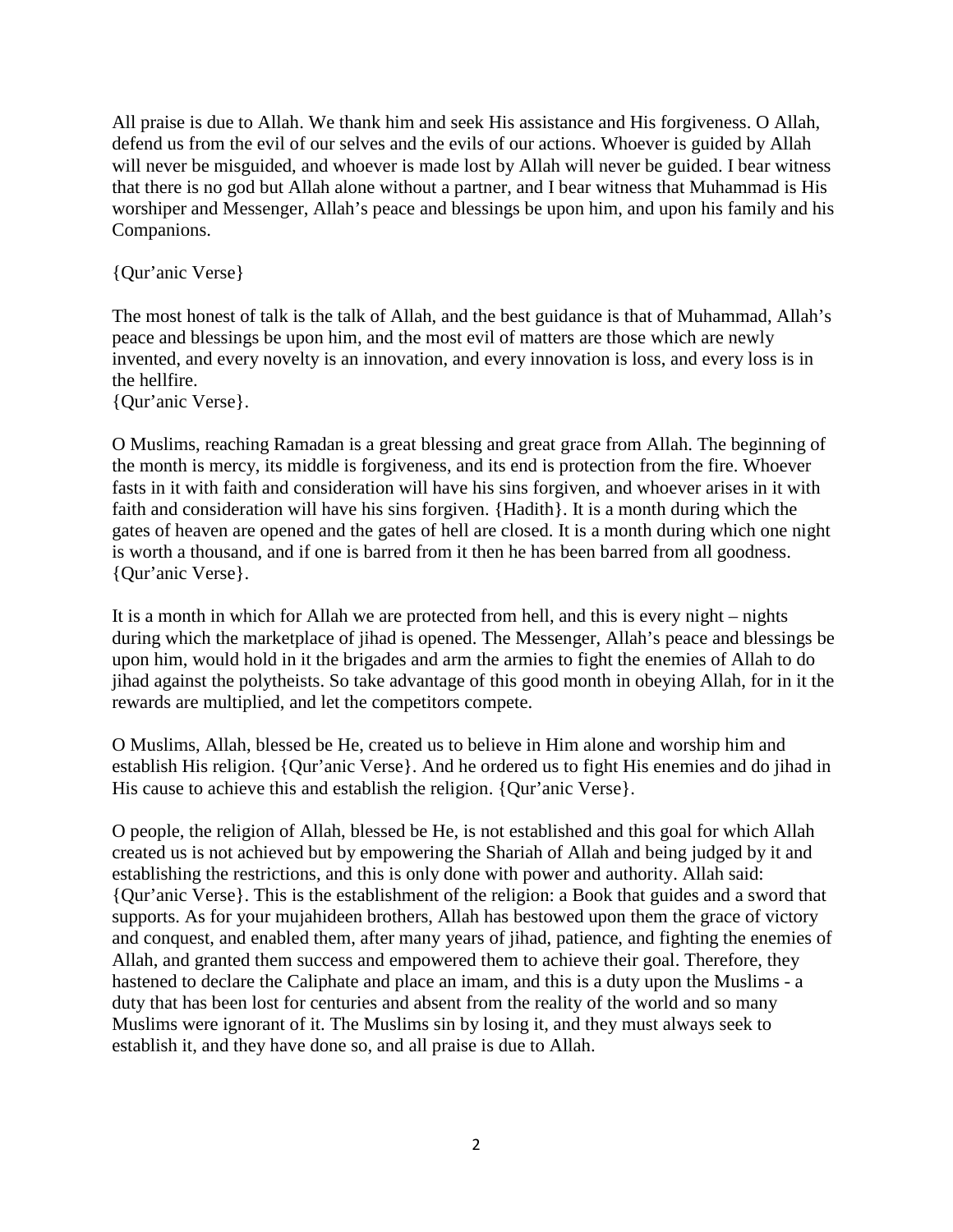All praise is due to Allah. We thank him and seek His assistance and His forgiveness. O Allah, defend us from the evil of our selves and the evils of our actions. Whoever is guided by Allah will never be misguided, and whoever is made lost by Allah will never be guided. I bear witness that there is no god but Allah alone without a partner, and I bear witness that Muhammad is His worshiper and Messenger, Allah's peace and blessings be upon him, and upon his family and his Companions.

{Qur'anic Verse}

The most honest of talk is the talk of Allah, and the best guidance is that of Muhammad, Allah's peace and blessings be upon him, and the most evil of matters are those which are newly invented, and every novelty is an innovation, and every innovation is loss, and every loss is in the hellfire.
{Qur'anic Verse}.

O Muslims, reaching Ramadan is a great blessing and great grace from Allah. The beginning of the month is mercy, its middle is forgiveness, and its end is protection from the fire. Whoever fasts in it with faith and consideration will have his sins forgiven, and whoever arises in it with faith and consideration will have his sins forgiven. {Hadith}. It is a month during which the gates of heaven are opened and the gates of hell are closed. It is a month during which one night is worth a thousand, and if one is barred from it then he has been barred from all goodness. {Qur'anic Verse}.

It is a month in which for Allah we are protected from hell, and this is every night – nights during which the marketplace of jihad is opened. The Messenger, Allah's peace and blessings be upon him, would hold in it the brigades and arm the armies to fight the enemies of Allah to do jihad against the polytheists. So take advantage of this good month in obeying Allah, for in it the rewards are multiplied, and let the competitors compete.

O Muslims, Allah, blessed be He, created us to believe in Him alone and worship him and establish His religion. {Qur'anic Verse}. And he ordered us to fight His enemies and do jihad in His cause to achieve this and establish the religion. {Qur'anic Verse}.

O people, the religion of Allah, blessed be He, is not established and this goal for which Allah created us is not achieved but by empowering the Shariah of Allah and being judged by it and establishing the restrictions, and this is only done with power and authority. Allah said: {Qur'anic Verse}. This is the establishment of the religion: a Book that guides and a sword that supports. As for your mujahideen brothers, Allah has bestowed upon them the grace of victory and conquest, and enabled them, after many years of jihad, patience, and fighting the enemies of Allah, and granted them success and empowered them to achieve their goal. Therefore, they hastened to declare the Caliphate and place an imam, and this is a duty upon the Muslims - a duty that has been lost for centuries and absent from the reality of the world and so many Muslims were ignorant of it. The Muslims sin by losing it, and they must always seek to establish it, and they have done so, and all praise is due to Allah.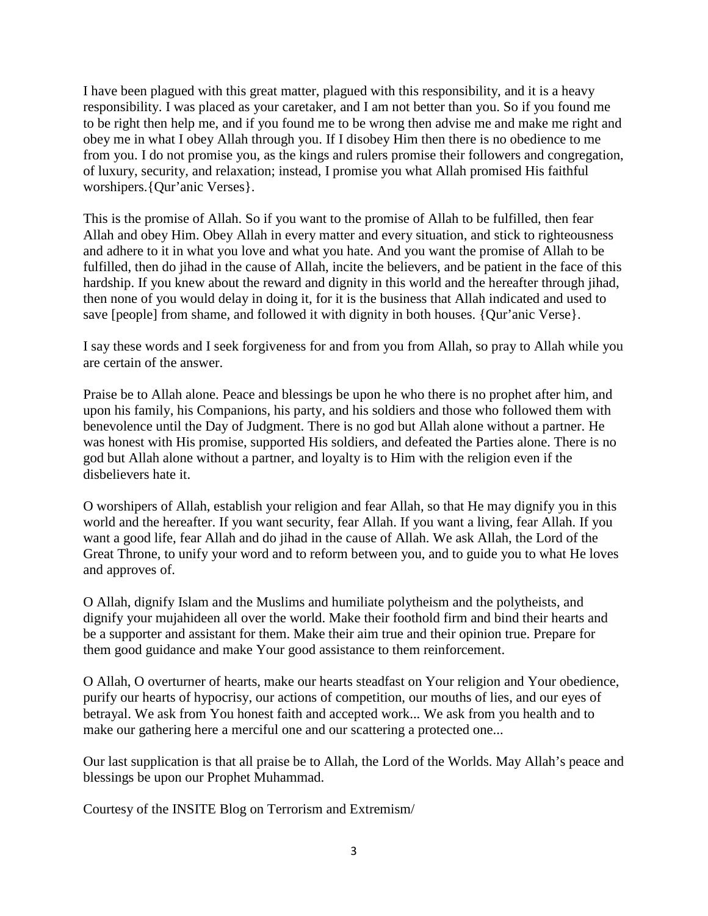I have been plagued with this great matter, plagued with this responsibility, and it is a heavy responsibility. I was placed as your caretaker, and I am not better than you. So if you found me to be right then help me, and if you found me to be wrong then advise me and make me right and obey me in what I obey Allah through you. If I disobey Him then there is no obedience to me from you. I do not promise you, as the kings and rulers promise their followers and congregation, of luxury, security, and relaxation; instead, I promise you what Allah promised His faithful worshipers.{Qur'anic Verses}.

This is the promise of Allah. So if you want to the promise of Allah to be fulfilled, then fear Allah and obey Him. Obey Allah in every matter and every situation, and stick to righteousness and adhere to it in what you love and what you hate. And you want the promise of Allah to be fulfilled, then do jihad in the cause of Allah, incite the believers, and be patient in the face of this hardship. If you knew about the reward and dignity in this world and the hereafter through jihad, then none of you would delay in doing it, for it is the business that Allah indicated and used to save [people] from shame, and followed it with dignity in both houses. {Qur'anic Verse}.

I say these words and I seek forgiveness for and from you from Allah, so pray to Allah while you are certain of the answer.

Praise be to Allah alone. Peace and blessings be upon he who there is no prophet after him, and upon his family, his Companions, his party, and his soldiers and those who followed them with benevolence until the Day of Judgment. There is no god but Allah alone without a partner. He was honest with His promise, supported His soldiers, and defeated the Parties alone. There is no god but Allah alone without a partner, and loyalty is to Him with the religion even if the disbelievers hate it.

O worshipers of Allah, establish your religion and fear Allah, so that He may dignify you in this world and the hereafter. If you want security, fear Allah. If you want a living, fear Allah. If you want a good life, fear Allah and do jihad in the cause of Allah. We ask Allah, the Lord of the Great Throne, to unify your word and to reform between you, and to guide you to what He loves and approves of.

O Allah, dignify Islam and the Muslims and humiliate polytheism and the polytheists, and dignify your mujahideen all over the world. Make their foothold firm and bind their hearts and be a supporter and assistant for them. Make their aim true and their opinion true. Prepare for them good guidance and make Your good assistance to them reinforcement.

O Allah, O overturner of hearts, make our hearts steadfast on Your religion and Your obedience, purify our hearts of hypocrisy, our actions of competition, our mouths of lies, and our eyes of betrayal. We ask from You honest faith and accepted work... We ask from you health and to make our gathering here a merciful one and our scattering a protected one...

Our last supplication is that all praise be to Allah, the Lord of the Worlds. May Allah's peace and blessings be upon our Prophet Muhammad.

Courtesy of the INSITE Blog on Terrorism and Extremism/